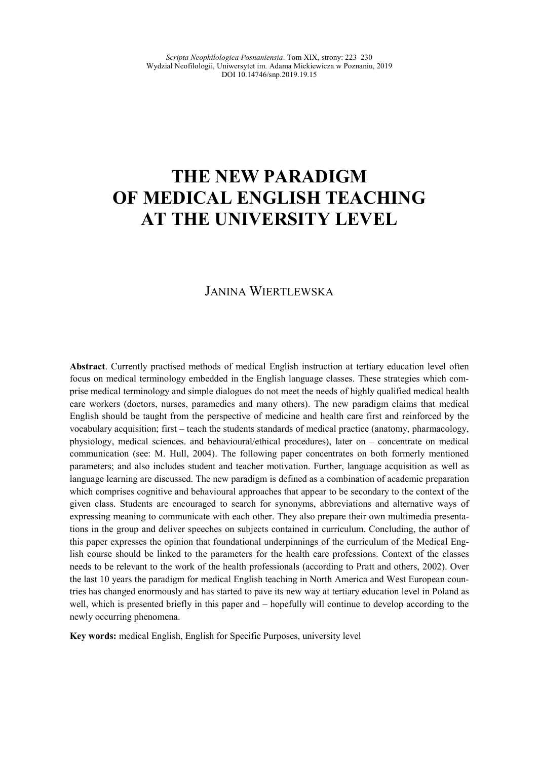*Scripta Neophilologica Posnaniensia*. Tom XIX, strony: 223–230
Wydział Neofilologii, Uniwersytet im. Adama Mickiewicza w Poznaniu, 2019
DOI 10.14746/snp.2019.19.15

# THE NEW PARADIGM OF MEDICAL ENGLISH TEACHING AT THE UNIVERSITY LEVEL

JANINA WIERTLEWSKA

**Abstract**. Currently practised methods of medical English instruction at tertiary education level often focus on medical terminology embedded in the English language classes. These strategies which comprise medical terminology and simple dialogues do not meet the needs of highly qualified medical health care workers (doctors, nurses, paramedics and many others). The new paradigm claims that medical English should be taught from the perspective of medicine and health care first and reinforced by the vocabulary acquisition; first – teach the students standards of medical practice (anatomy, pharmacology, physiology, medical sciences. and behavioural/ethical procedures), later on – concentrate on medical communication (see: M. Hull, 2004). The following paper concentrates on both formerly mentioned parameters; and also includes student and teacher motivation. Further, language acquisition as well as language learning are discussed. The new paradigm is defined as a combination of academic preparation which comprises cognitive and behavioural approaches that appear to be secondary to the context of the given class. Students are encouraged to search for synonyms, abbreviations and alternative ways of expressing meaning to communicate with each other. They also prepare their own multimedia presentations in the group and deliver speeches on subjects contained in curriculum. Concluding, the author of this paper expresses the opinion that foundational underpinnings of the curriculum of the Medical English course should be linked to the parameters for the health care professions. Context of the classes needs to be relevant to the work of the health professionals (according to Pratt and others, 2002). Over the last 10 years the paradigm for medical English teaching in North America and West European countries has changed enormously and has started to pave its new way at tertiary education level in Poland as well, which is presented briefly in this paper and – hopefully will continue to develop according to the newly occurring phenomena.

**Key words:** medical English, English for Specific Purposes, university level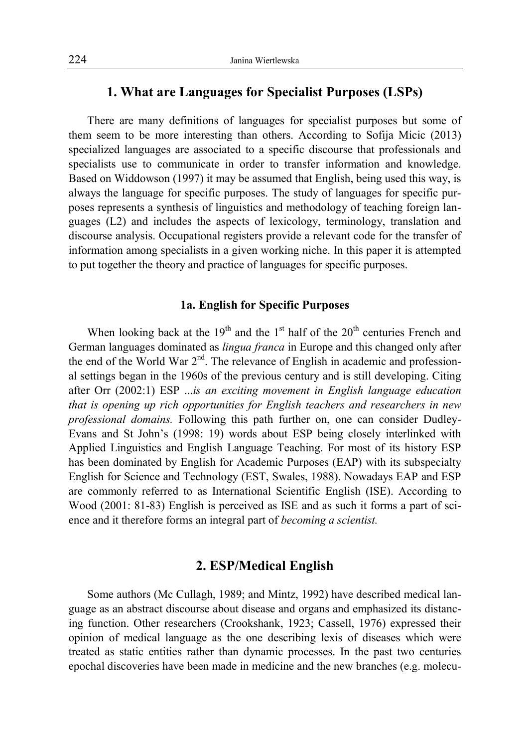## 1. What are Languages for Specialist Purposes (LSPs)

There are many definitions of languages for specialist purposes but some of them seem to be more interesting than others. According to Sofija Micic (2013) specialized languages are associated to a specific discourse that professionals and specialists use to communicate in order to transfer information and knowledge. Based on Widdowson (1997) it may be assumed that English, being used this way, is always the language for specific purposes. The study of languages for specific purposes represents a synthesis of linguistics and methodology of teaching foreign languages (L2) and includes the aspects of lexicology, terminology, translation and discourse analysis. Occupational registers provide a relevant code for the transfer of information among specialists in a given working niche. In this paper it is attempted to put together the theory and practice of languages for specific purposes.

### 1a. English for Specific Purposes

When looking back at the 19th and the 1st half of the 20th centuries French and German languages dominated as *lingua franca* in Europe and this changed only after the end of the World War 2nd. The relevance of English in academic and professional settings began in the 1960s of the previous century and is still developing. Citing after Orr (2002:1) ESP *...is an exciting movement in English language education that is opening up rich opportunities for English teachers and researchers in new professional domains.* Following this path further on, one can consider Dudley-Evans and St John's (1998: 19) words about ESP being closely interlinked with Applied Linguistics and English Language Teaching. For most of its history ESP has been dominated by English for Academic Purposes (EAP) with its subspecialty English for Science and Technology (EST, Swales, 1988). Nowadays EAP and ESP are commonly referred to as International Scientific English (ISE). According to Wood (2001: 81-83) English is perceived as ISE and as such it forms a part of science and it therefore forms an integral part of *becoming a scientist.*

## 2. ESP/Medical English

Some authors (Mc Cullagh, 1989; and Mintz, 1992) have described medical language as an abstract discourse about disease and organs and emphasized its distancing function. Other researchers (Crookshank, 1923; Cassell, 1976) expressed their opinion of medical language as the one describing lexis of diseases which were treated as static entities rather than dynamic processes. In the past two centuries epochal discoveries have been made in medicine and the new branches (e.g. molecu-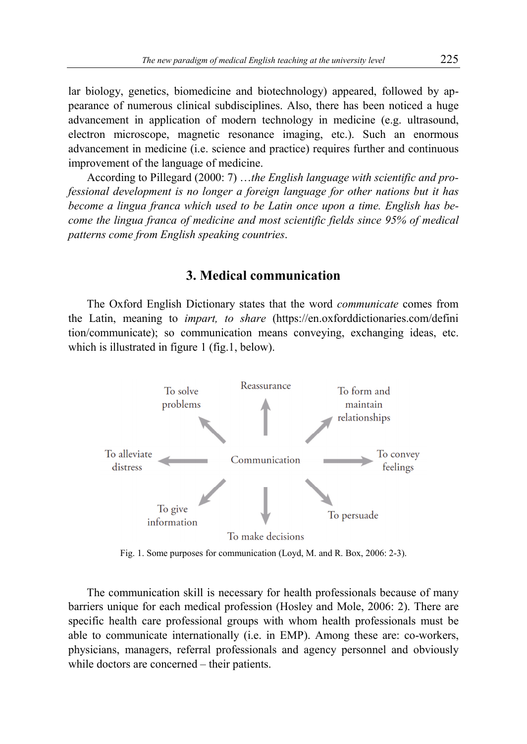lar biology, genetics, biomedicine and biotechnology) appeared, followed by appearance of numerous clinical subdisciplines. Also, there has been noticed a huge advancement in application of modern technology in medicine (e.g. ultrasound, electron microscope, magnetic resonance imaging, etc.). Such an enormous advancement in medicine (i.e. science and practice) requires further and continuous improvement of the language of medicine.

According to Pillegard (2000: 7) …*the English language with scientific and professional development is no longer a foreign language for other nations but it has become a lingua franca which used to be Latin once upon a time. English has become the lingua franca of medicine and most scientific fields since 95% of medical patterns come from English speaking countries*.

## 3. Medical communication

The Oxford English Dictionary states that the word *communicate* comes from the Latin, meaning to *impart, to share* (https://en.oxforddictionaries.com/definition/communicate); so communication means conveying, exchanging ideas, etc. which is illustrated in figure 1 (fig.1, below).

Communication → To solve problems; Reassurance; To form and maintain relationships; To alleviate distress; To convey feelings; To give information; To make decisions; To persuade

Fig. 1. Some purposes for communication (Loyd, M. and R. Box, 2006: 2-3).

The communication skill is necessary for health professionals because of many barriers unique for each medical profession (Hosley and Mole, 2006: 2). There are specific health care professional groups with whom health professionals must be able to communicate internationally (i.e. in EMP). Among these are: co-workers, physicians, managers, referral professionals and agency personnel and obviously while doctors are concerned – their patients.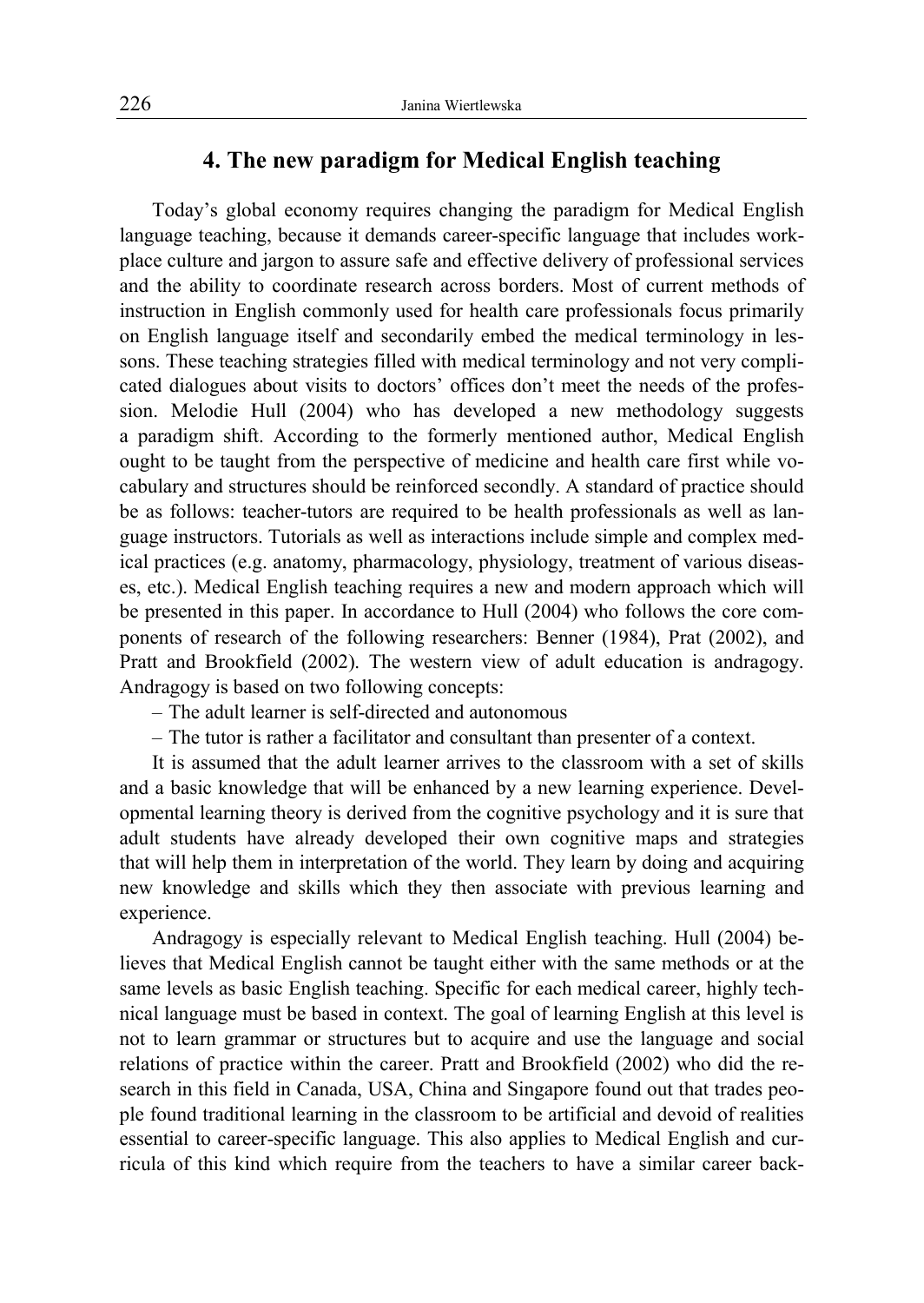## 4. The new paradigm for Medical English teaching

Today's global economy requires changing the paradigm for Medical English language teaching, because it demands career-specific language that includes workplace culture and jargon to assure safe and effective delivery of professional services and the ability to coordinate research across borders. Most of current methods of instruction in English commonly used for health care professionals focus primarily on English language itself and secondarily embed the medical terminology in lessons. These teaching strategies filled with medical terminology and not very complicated dialogues about visits to doctors' offices don't meet the needs of the profession. Melodie Hull (2004) who has developed a new methodology suggests a paradigm shift. According to the formerly mentioned author, Medical English ought to be taught from the perspective of medicine and health care first while vocabulary and structures should be reinforced secondly. A standard of practice should be as follows: teacher-tutors are required to be health professionals as well as language instructors. Tutorials as well as interactions include simple and complex medical practices (e.g. anatomy, pharmacology, physiology, treatment of various diseases, etc.). Medical English teaching requires a new and modern approach which will be presented in this paper. In accordance to Hull (2004) who follows the core components of research of the following researchers: Benner (1984), Prat (2002), and Pratt and Brookfield (2002). The western view of adult education is andragogy. Andragogy is based on two following concepts:

– The adult learner is self-directed and autonomous

– The tutor is rather a facilitator and consultant than presenter of a context.

It is assumed that the adult learner arrives to the classroom with a set of skills and a basic knowledge that will be enhanced by a new learning experience. Developmental learning theory is derived from the cognitive psychology and it is sure that adult students have already developed their own cognitive maps and strategies that will help them in interpretation of the world. They learn by doing and acquiring new knowledge and skills which they then associate with previous learning and experience.

Andragogy is especially relevant to Medical English teaching. Hull (2004) believes that Medical English cannot be taught either with the same methods or at the same levels as basic English teaching. Specific for each medical career, highly technical language must be based in context. The goal of learning English at this level is not to learn grammar or structures but to acquire and use the language and social relations of practice within the career. Pratt and Brookfield (2002) who did the research in this field in Canada, USA, China and Singapore found out that trades people found traditional learning in the classroom to be artificial and devoid of realities essential to career-specific language. This also applies to Medical English and curricula of this kind which require from the teachers to have a similar career back-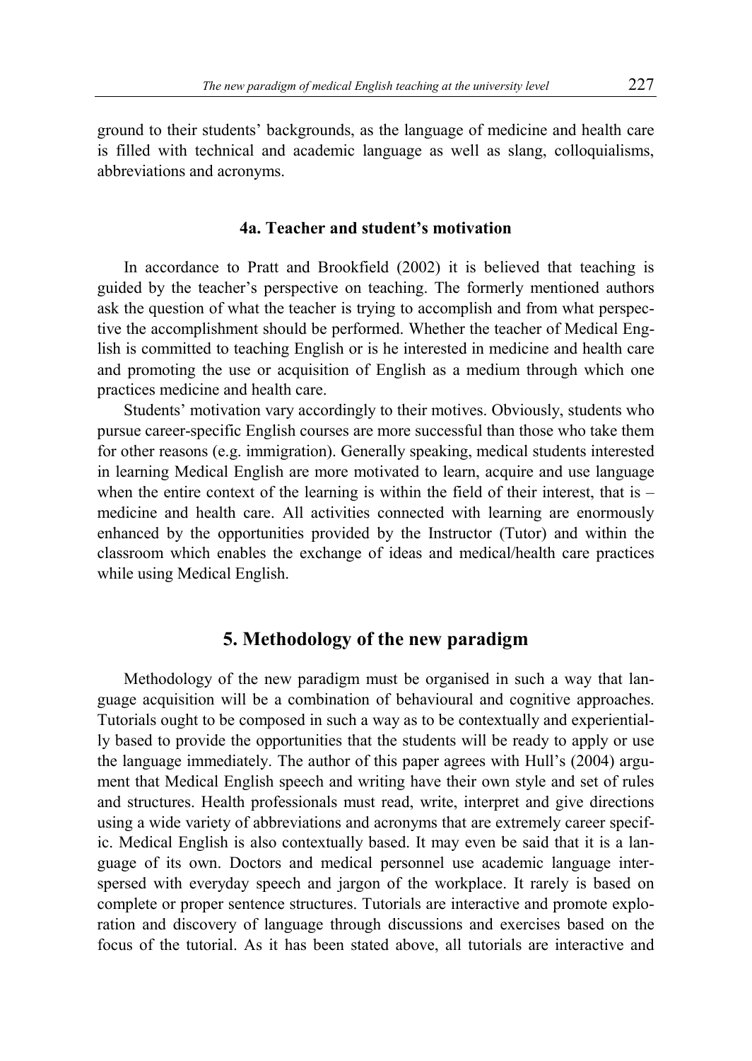ground to their students' backgrounds, as the language of medicine and health care is filled with technical and academic language as well as slang, colloquialisms, abbreviations and acronyms.

### 4a. Teacher and student's motivation

In accordance to Pratt and Brookfield (2002) it is believed that teaching is guided by the teacher's perspective on teaching. The formerly mentioned authors ask the question of what the teacher is trying to accomplish and from what perspective the accomplishment should be performed. Whether the teacher of Medical English is committed to teaching English or is he interested in medicine and health care and promoting the use or acquisition of English as a medium through which one practices medicine and health care.

Students' motivation vary accordingly to their motives. Obviously, students who pursue career-specific English courses are more successful than those who take them for other reasons (e.g. immigration). Generally speaking, medical students interested in learning Medical English are more motivated to learn, acquire and use language when the entire context of the learning is within the field of their interest, that is – medicine and health care. All activities connected with learning are enormously enhanced by the opportunities provided by the Instructor (Tutor) and within the classroom which enables the exchange of ideas and medical/health care practices while using Medical English.

## 5. Methodology of the new paradigm

Methodology of the new paradigm must be organised in such a way that language acquisition will be a combination of behavioural and cognitive approaches. Tutorials ought to be composed in such a way as to be contextually and experientially based to provide the opportunities that the students will be ready to apply or use the language immediately. The author of this paper agrees with Hull's (2004) argument that Medical English speech and writing have their own style and set of rules and structures. Health professionals must read, write, interpret and give directions using a wide variety of abbreviations and acronyms that are extremely career specific. Medical English is also contextually based. It may even be said that it is a language of its own. Doctors and medical personnel use academic language interspersed with everyday speech and jargon of the workplace. It rarely is based on complete or proper sentence structures. Tutorials are interactive and promote exploration and discovery of language through discussions and exercises based on the focus of the tutorial. As it has been stated above, all tutorials are interactive and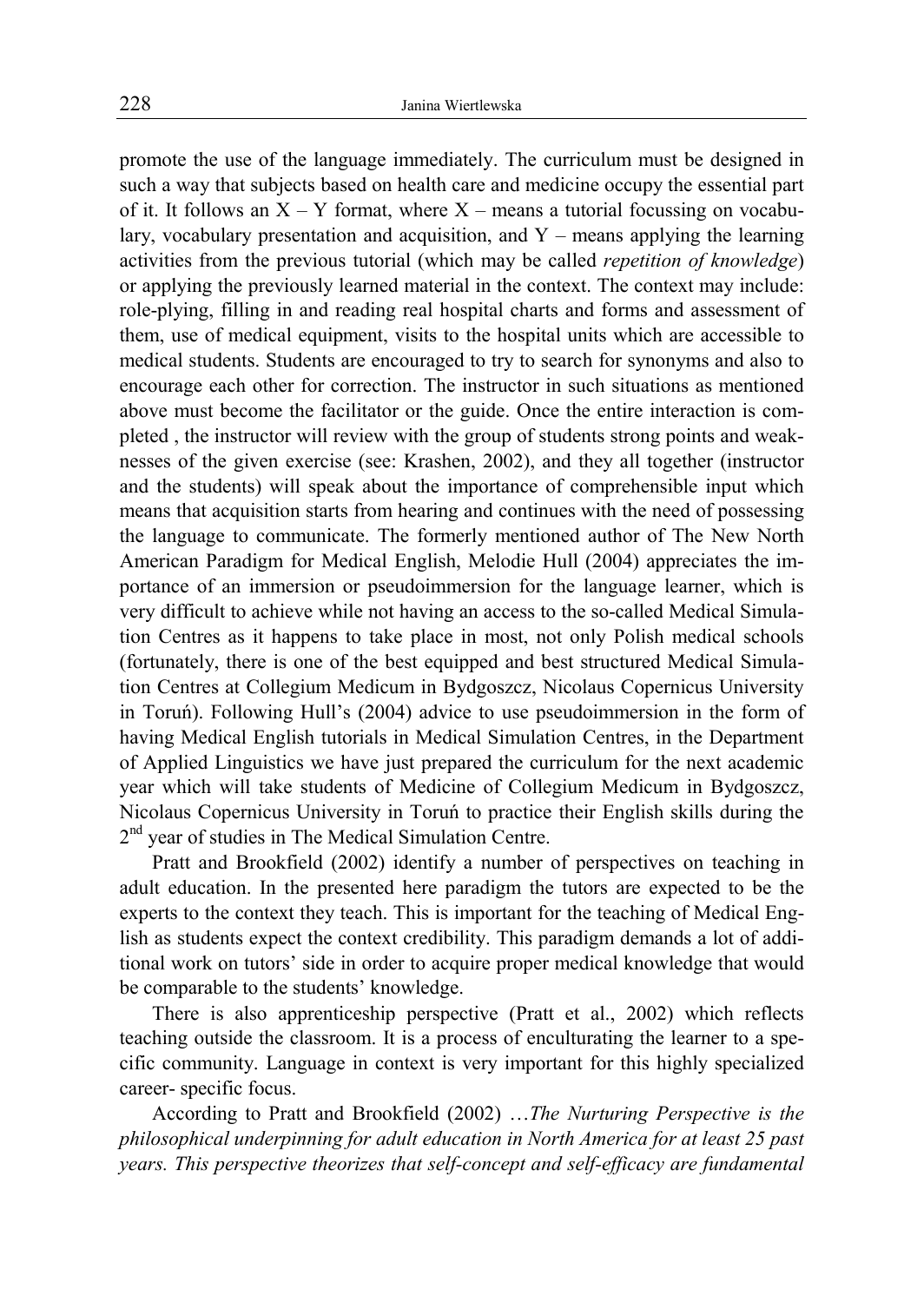promote the use of the language immediately. The curriculum must be designed in such a way that subjects based on health care and medicine occupy the essential part of it. It follows an X – Y format, where X – means a tutorial focussing on vocabulary, vocabulary presentation and acquisition, and Y – means applying the learning activities from the previous tutorial (which may be called *repetition of knowledge*) or applying the previously learned material in the context. The context may include: role-plying, filling in and reading real hospital charts and forms and assessment of them, use of medical equipment, visits to the hospital units which are accessible to medical students. Students are encouraged to try to search for synonyms and also to encourage each other for correction. The instructor in such situations as mentioned above must become the facilitator or the guide. Once the entire interaction is completed , the instructor will review with the group of students strong points and weaknesses of the given exercise (see: Krashen, 2002), and they all together (instructor and the students) will speak about the importance of comprehensible input which means that acquisition starts from hearing and continues with the need of possessing the language to communicate. The formerly mentioned author of The New North American Paradigm for Medical English, Melodie Hull (2004) appreciates the importance of an immersion or pseudoimmersion for the language learner, which is very difficult to achieve while not having an access to the so-called Medical Simulation Centres as it happens to take place in most, not only Polish medical schools (fortunately, there is one of the best equipped and best structured Medical Simulation Centres at Collegium Medicum in Bydgoszcz, Nicolaus Copernicus University in Toruń). Following Hull's (2004) advice to use pseudoimmersion in the form of having Medical English tutorials in Medical Simulation Centres, in the Department of Applied Linguistics we have just prepared the curriculum for the next academic year which will take students of Medicine of Collegium Medicum in Bydgoszcz, Nicolaus Copernicus University in Toruń to practice their English skills during the 2nd year of studies in The Medical Simulation Centre.

Pratt and Brookfield (2002) identify a number of perspectives on teaching in adult education. In the presented here paradigm the tutors are expected to be the experts to the context they teach. This is important for the teaching of Medical English as students expect the context credibility. This paradigm demands a lot of additional work on tutors' side in order to acquire proper medical knowledge that would be comparable to the students' knowledge.

There is also apprenticeship perspective (Pratt et al., 2002) which reflects teaching outside the classroom. It is a process of enculturating the learner to a specific community. Language in context is very important for this highly specialized career- specific focus.

According to Pratt and Brookfield (2002) …*The Nurturing Perspective is the philosophical underpinning for adult education in North America for at least 25 past years. This perspective theorizes that self-concept and self-efficacy are fundamental*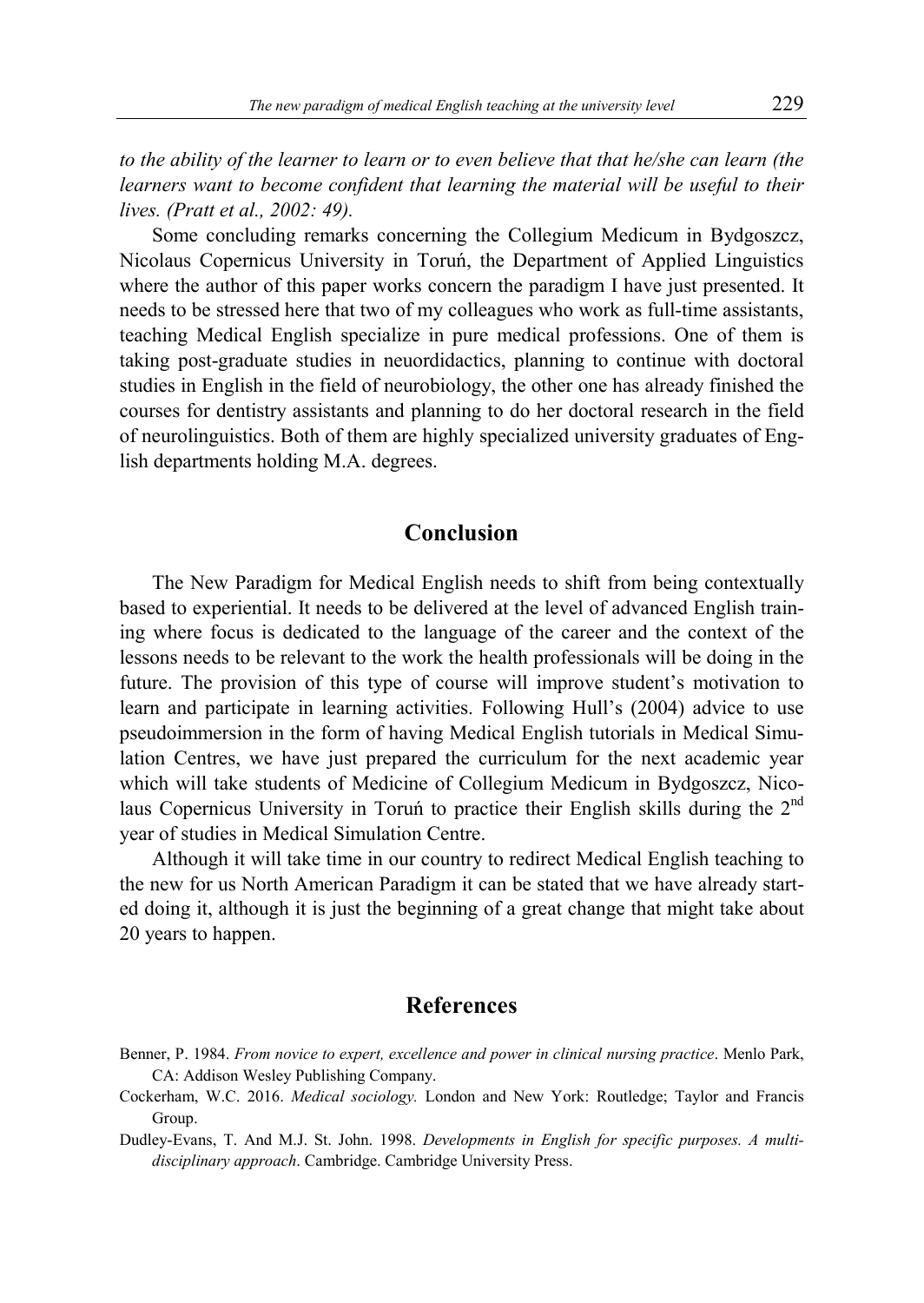*to the ability of the learner to learn or to even believe that that he/she can learn (the learners want to become confident that learning the material will be useful to their lives. (Pratt et al., 2002: 49).*

Some concluding remarks concerning the Collegium Medicum in Bydgoszcz, Nicolaus Copernicus University in Toruń, the Department of Applied Linguistics where the author of this paper works concern the paradigm I have just presented. It needs to be stressed here that two of my colleagues who work as full-time assistants, teaching Medical English specialize in pure medical professions. One of them is taking post-graduate studies in neuordidactics, planning to continue with doctoral studies in English in the field of neurobiology, the other one has already finished the courses for dentistry assistants and planning to do her doctoral research in the field of neurolinguistics. Both of them are highly specialized university graduates of English departments holding M.A. degrees.

## Conclusion

The New Paradigm for Medical English needs to shift from being contextually based to experiential. It needs to be delivered at the level of advanced English training where focus is dedicated to the language of the career and the context of the lessons needs to be relevant to the work the health professionals will be doing in the future. The provision of this type of course will improve student's motivation to learn and participate in learning activities. Following Hull's (2004) advice to use pseudoimmersion in the form of having Medical English tutorials in Medical Simulation Centres, we have just prepared the curriculum for the next academic year which will take students of Medicine of Collegium Medicum in Bydgoszcz, Nicolaus Copernicus University in Toruń to practice their English skills during the 2nd year of studies in Medical Simulation Centre.

Although it will take time in our country to redirect Medical English teaching to the new for us North American Paradigm it can be stated that we have already started doing it, although it is just the beginning of a great change that might take about 20 years to happen.

## References

Benner, P. 1984. *From novice to expert, excellence and power in clinical nursing practice*. Menlo Park, CA: Addison Wesley Publishing Company.

Cockerham, W.C. 2016. *Medical sociology.* London and New York: Routledge; Taylor and Francis Group.

Dudley-Evans, T. And M.J. St. John. 1998. *Developments in English for specific purposes. A multi-disciplinary approach*. Cambridge. Cambridge University Press.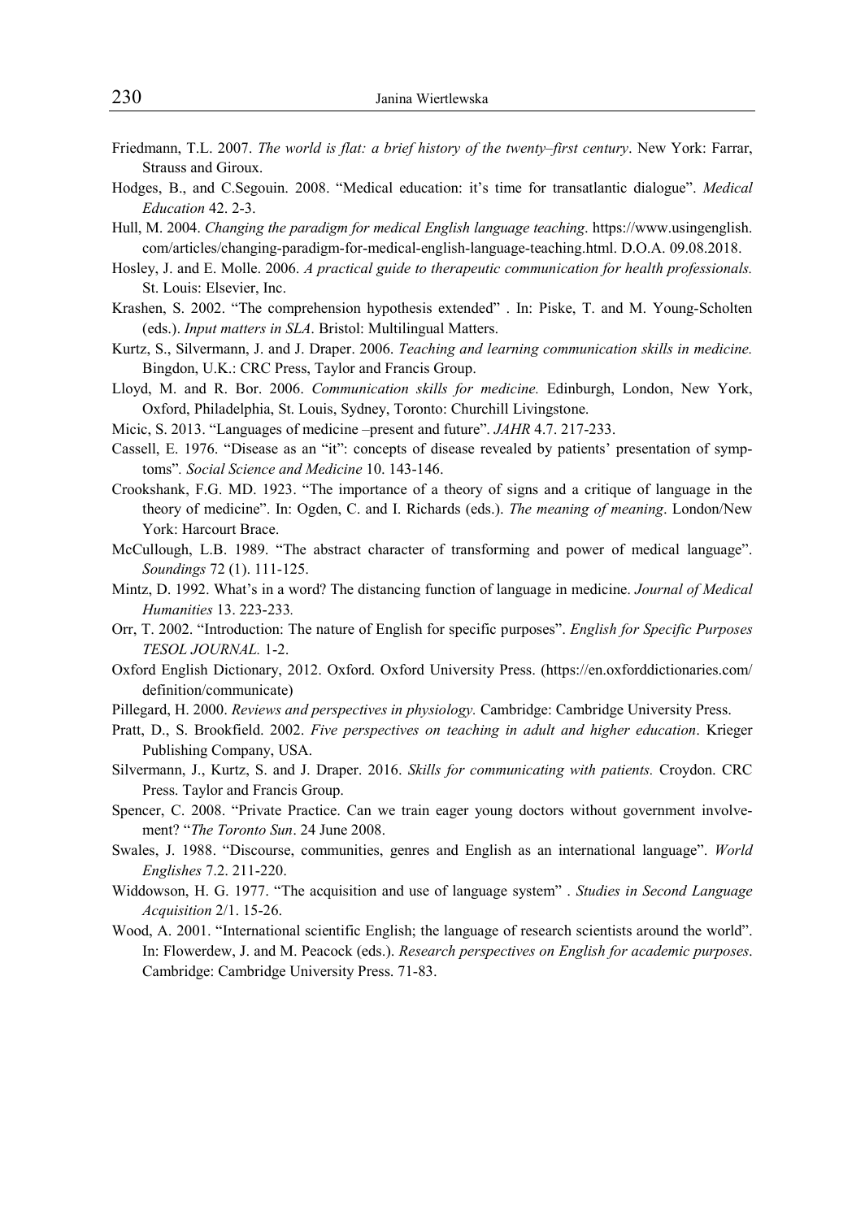Friedmann, T.L. 2007. *The world is flat: a brief history of the twenty–first century*. New York: Farrar, Strauss and Giroux.

Hodges, B., and C.Segouin. 2008. "Medical education: it's time for transatlantic dialogue". *Medical Education* 42. 2-3.

Hull, M. 2004. *Changing the paradigm for medical English language teaching*. https://www.usingenglish.com/articles/changing-paradigm-for-medical-english-language-teaching.html. D.O.A. 09.08.2018.

Hosley, J. and E. Molle. 2006. *A practical guide to therapeutic communication for health professionals.* St. Louis: Elsevier, Inc.

Krashen, S. 2002. "The comprehension hypothesis extended" . In: Piske, T. and M. Young-Scholten (eds.). *Input matters in SLA*. Bristol: Multilingual Matters.

Kurtz, S., Silvermann, J. and J. Draper. 2006. *Teaching and learning communication skills in medicine.* Bingdon, U.K.: CRC Press, Taylor and Francis Group.

Lloyd, M. and R. Bor. 2006. *Communication skills for medicine.* Edinburgh, London, New York, Oxford, Philadelphia, St. Louis, Sydney, Toronto: Churchill Livingstone.

Micic, S. 2013. "Languages of medicine –present and future". *JAHR* 4.7. 217-233.

Cassell, E. 1976. "Disease as an "it": concepts of disease revealed by patients' presentation of symptoms"*. Social Science and Medicine* 10. 143-146.

Crookshank, F.G. MD. 1923. "The importance of a theory of signs and a critique of language in the theory of medicine". In: Ogden, C. and I. Richards (eds.). *The meaning of meaning*. London/New York: Harcourt Brace.

McCullough, L.B. 1989. "The abstract character of transforming and power of medical language". *Soundings* 72 (1). 111-125.

Mintz, D. 1992. What's in a word? The distancing function of language in medicine. *Journal of Medical Humanities* 13. 223-233*.*

Orr, T. 2002. "Introduction: The nature of English for specific purposes". *English for Specific Purposes TESOL JOURNAL.* 1-2.

Oxford English Dictionary, 2012. Oxford. Oxford University Press. (https://en.oxforddictionaries.com/definition/communicate)

Pillegard, H. 2000. *Reviews and perspectives in physiology.* Cambridge: Cambridge University Press.

Pratt, D., S. Brookfield. 2002. *Five perspectives on teaching in adult and higher education*. Krieger Publishing Company, USA.

Silvermann, J., Kurtz, S. and J. Draper. 2016. *Skills for communicating with patients.* Croydon. CRC Press. Taylor and Francis Group.

Spencer, C. 2008. "Private Practice. Can we train eager young doctors without government involvement? "*The Toronto Sun*. 24 June 2008.

Swales, J. 1988. "Discourse, communities, genres and English as an international language". *World Englishes* 7.2. 211-220.

Widdowson, H. G. 1977. "The acquisition and use of language system" . *Studies in Second Language Acquisition* 2/1. 15-26.

Wood, A. 2001. "International scientific English; the language of research scientists around the world". In: Flowerdew, J. and M. Peacock (eds.). *Research perspectives on English for academic purposes*. Cambridge: Cambridge University Press. 71-83.